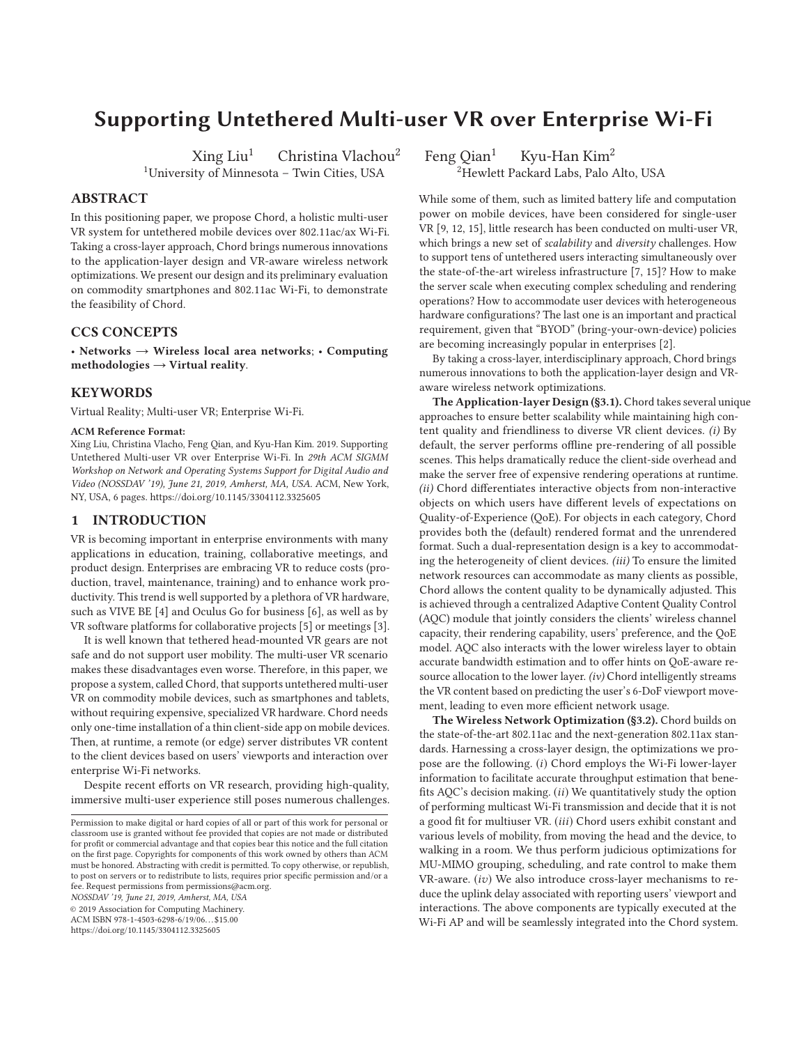# Supporting Untethered Multi-user VR over Enterprise Wi-Fi

Xing Liu[1] Christina Vlachou[2] Feng Qian[1] Kyu-Han Kim[2]

[1]University of Minnesota – Twin Cities, USA [2]Hewlett Packard Labs, Palo Alto, USA

## ABSTRACT

In this positioning paper, we propose Chord, a holistic multi-user VR system for untethered mobile devices over 802.11ac/ax Wi-Fi. Taking a cross-layer approach, Chord brings numerous innovations to the application-layer design and VR-aware wireless network optimizations. We present our design and its preliminary evaluation on commodity smartphones and 802.11ac Wi-Fi, to demonstrate the feasibility of Chord.

## CCS CONCEPTS

• **Networks → Wireless local area networks**; • **Computing methodologies → Virtual reality**.

## KEYWORDS

Virtual Reality; Multi-user VR; Enterprise Wi-Fi.

**ACM Reference Format:**

Xing Liu, Christina Vlacho, Feng Qian, and Kyu-Han Kim. 2019. Supporting Untethered Multi-user VR over Enterprise Wi-Fi. In *29th ACM SIGMM Workshop on Network and Operating Systems Support for Digital Audio and Video (NOSSDAV '19), June 21, 2019, Amherst, MA, USA.* ACM, New York, NY, USA, 6 pages. https://doi.org/10.1145/3304112.3325605

## 1 INTRODUCTION

VR is becoming important in enterprise environments with many applications in education, training, collaborative meetings, and product design. Enterprises are embracing VR to reduce costs (production, travel, maintenance, training) and to enhance work productivity. This trend is well supported by a plethora of VR hardware, such as VIVE BE [4] and Oculus Go for business [6], as well as by VR software platforms for collaborative projects [5] or meetings [3].

It is well known that tethered head-mounted VR gears are not safe and do not support user mobility. The multi-user VR scenario makes these disadvantages even worse. Therefore, in this paper, we propose a system, called Chord, that supports untethered multi-user VR on commodity mobile devices, such as smartphones and tablets, without requiring expensive, specialized VR hardware. Chord needs only one-time installation of a thin client-side app on mobile devices. Then, at runtime, a remote (or edge) server distributes VR content to the client devices based on users' viewports and interaction over enterprise Wi-Fi networks.

Despite recent efforts on VR research, providing high-quality, immersive multi-user experience still poses numerous challenges. While some of them, such as limited battery life and computation power on mobile devices, have been considered for single-user VR [9, 12, 15], little research has been conducted on multi-user VR, which brings a new set of *scalability* and *diversity* challenges. How to support tens of untethered users interacting simultaneously over the state-of-the-art wireless infrastructure [7, 15]? How to make the server scale when executing complex scheduling and rendering operations? How to accommodate user devices with heterogeneous hardware configurations? The last one is an important and practical requirement, given that "BYOD" (bring-your-own-device) policies are becoming increasingly popular in enterprises [2].

By taking a cross-layer, interdisciplinary approach, Chord brings numerous innovations to both the application-layer design and VR-aware wireless network optimizations.

**The Application-layer Design (§3.1).** Chord takes several unique approaches to ensure better scalability while maintaining high content quality and friendliness to diverse VR client devices. *(i)* By default, the server performs offline pre-rendering of all possible scenes. This helps dramatically reduce the client-side overhead and make the server free of expensive rendering operations at runtime. *(ii)* Chord differentiates interactive objects from non-interactive objects on which users have different levels of expectations on Quality-of-Experience (QoE). For objects in each category, Chord provides both the (default) rendered format and the unrendered format. Such a dual-representation design is a key to accommodating the heterogeneity of client devices. *(iii)* To ensure the limited network resources can accommodate as many clients as possible, Chord allows the content quality to be dynamically adjusted. This is achieved through a centralized Adaptive Content Quality Control (AQC) module that jointly considers the clients' wireless channel capacity, their rendering capability, users' preference, and the QoE model. AQC also interacts with the lower wireless layer to obtain accurate bandwidth estimation and to offer hints on QoE-aware resource allocation to the lower layer. *(iv)* Chord intelligently streams the VR content based on predicting the user's 6-DoF viewport movement, leading to even more efficient network usage.

**The Wireless Network Optimization (§3.2).** Chord builds on the state-of-the-art 802.11ac and the next-generation 802.11ax standards. Harnessing a cross-layer design, the optimizations we propose are the following. (*i*) Chord employs the Wi-Fi lower-layer information to facilitate accurate throughput estimation that benefits AQC's decision making. (*ii*) We quantitatively study the option of performing multicast Wi-Fi transmission and decide that it is not a good fit for multiuser VR. (*iii*) Chord users exhibit constant and various levels of mobility, from moving the head and the device, to walking in a room. We thus perform judicious optimizations for MU-MIMO grouping, scheduling, and rate control to make them VR-aware. (*iv*) We also introduce cross-layer mechanisms to reduce the uplink delay associated with reporting users' viewport and interactions. The above components are typically executed at the Wi-Fi AP and will be seamlessly integrated into the Chord system.

Permission to make digital or hard copies of all or part of this work for personal or classroom use is granted without fee provided that copies are not made or distributed for profit or commercial advantage and that copies bear this notice and the full citation on the first page. Copyrights for components of this work owned by others than ACM must be honored. Abstracting with credit is permitted. To copy otherwise, or republish, to post on servers or to redistribute to lists, requires prior specific permission and/or a fee. Request permissions from permissions@acm.org.

*NOSSDAV '19, June 21, 2019, Amherst, MA, USA*

© 2019 Association for Computing Machinery.

ACM ISBN 978-1-4503-6298-6/19/06…$15.00

https://doi.org/10.1145/3304112.3325605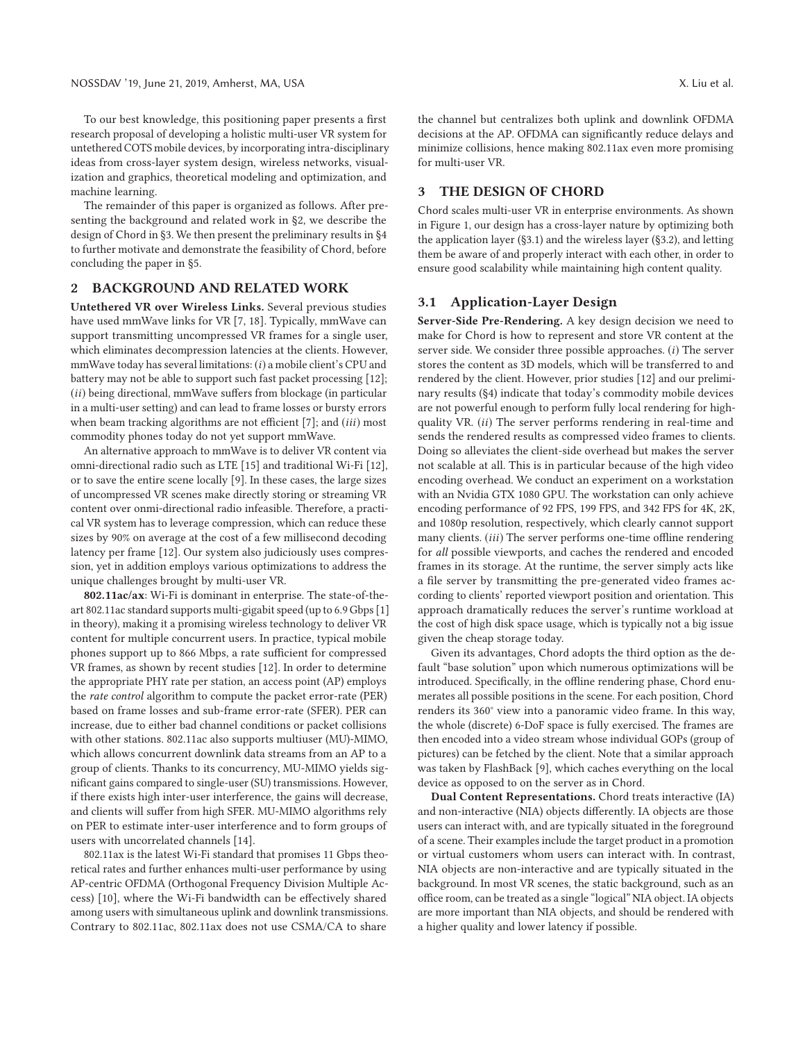To our best knowledge, this positioning paper presents a first research proposal of developing a holistic multi-user VR system for untethered COTS mobile devices, by incorporating intra-disciplinary ideas from cross-layer system design, wireless networks, visualization and graphics, theoretical modeling and optimization, and machine learning.

The remainder of this paper is organized as follows. After presenting the background and related work in §2, we describe the design of Chord in §3. We then present the preliminary results in §4 to further motivate and demonstrate the feasibility of Chord, before concluding the paper in §5.

## 2 BACKGROUND AND RELATED WORK

**Untethered VR over Wireless Links.** Several previous studies have used mmWave links for VR [7, 18]. Typically, mmWave can support transmitting uncompressed VR frames for a single user, which eliminates decompression latencies at the clients. However, mmWave today has several limitations: (*i*) a mobile client's CPU and battery may not be able to support such fast packet processing [12]; (*ii*) being directional, mmWave suffers from blockage (in particular in a multi-user setting) and can lead to frame losses or bursty errors when beam tracking algorithms are not efficient [7]; and (*iii*) most commodity phones today do not yet support mmWave.

An alternative approach to mmWave is to deliver VR content via omni-directional radio such as LTE [15] and traditional Wi-Fi [12], or to save the entire scene locally [9]. In these cases, the large sizes of uncompressed VR scenes make directly storing or streaming VR content over onmi-directional radio infeasible. Therefore, a practical VR system has to leverage compression, which can reduce these sizes by 90% on average at the cost of a few millisecond decoding latency per frame [12]. Our system also judiciously uses compression, yet in addition employs various optimizations to address the unique challenges brought by multi-user VR.

**802.11ac/ax**: Wi-Fi is dominant in enterprise. The state-of-the-art 802.11ac standard supports multi-gigabit speed (up to 6.9 Gbps [1] in theory), making it a promising wireless technology to deliver VR content for multiple concurrent users. In practice, typical mobile phones support up to 866 Mbps, a rate sufficient for compressed VR frames, as shown by recent studies [12]. In order to determine the appropriate PHY rate per station, an access point (AP) employs the *rate control* algorithm to compute the packet error-rate (PER) based on frame losses and sub-frame error-rate (SFER). PER can increase, due to either bad channel conditions or packet collisions with other stations. 802.11ac also supports multiuser (MU)-MIMO, which allows concurrent downlink data streams from an AP to a group of clients. Thanks to its concurrency, MU-MIMO yields significant gains compared to single-user (SU) transmissions. However, if there exists high inter-user interference, the gains will decrease, and clients will suffer from high SFER. MU-MIMO algorithms rely on PER to estimate inter-user interference and to form groups of users with uncorrelated channels [14].

802.11ax is the latest Wi-Fi standard that promises 11 Gbps theoretical rates and further enhances multi-user performance by using AP-centric OFDMA (Orthogonal Frequency Division Multiple Access) [10], where the Wi-Fi bandwidth can be effectively shared among users with simultaneous uplink and downlink transmissions. Contrary to 802.11ac, 802.11ax does not use CSMA/CA to share the channel but centralizes both uplink and downlink OFDMA decisions at the AP. OFDMA can significantly reduce delays and minimize collisions, hence making 802.11ax even more promising for multi-user VR.

## 3 THE DESIGN OF CHORD

Chord scales multi-user VR in enterprise environments. As shown in Figure 1, our design has a cross-layer nature by optimizing both the application layer (§3.1) and the wireless layer (§3.2), and letting them be aware of and properly interact with each other, in order to ensure good scalability while maintaining high content quality.

### 3.1 Application-Layer Design

**Server-Side Pre-Rendering.** A key design decision we need to make for Chord is how to represent and store VR content at the server side. We consider three possible approaches. (*i*) The server stores the content as 3D models, which will be transferred to and rendered by the client. However, prior studies [12] and our preliminary results (§4) indicate that today's commodity mobile devices are not powerful enough to perform fully local rendering for high-quality VR. (*ii*) The server performs rendering in real-time and sends the rendered results as compressed video frames to clients. Doing so alleviates the client-side overhead but makes the server not scalable at all. This is in particular because of the high video encoding overhead. We conduct an experiment on a workstation with an Nvidia GTX 1080 GPU. The workstation can only achieve encoding performance of 92 FPS, 199 FPS, and 342 FPS for 4K, 2K, and 1080p resolution, respectively, which clearly cannot support many clients. (*iii*) The server performs one-time offline rendering for *all* possible viewports, and caches the rendered and encoded frames in its storage. At the runtime, the server simply acts like a file server by transmitting the pre-generated video frames according to clients' reported viewport position and orientation. This approach dramatically reduces the server's runtime workload at the cost of high disk space usage, which is typically not a big issue given the cheap storage today.

Given its advantages, Chord adopts the third option as the default "base solution" upon which numerous optimizations will be introduced. Specifically, in the offline rendering phase, Chord enumerates all possible positions in the scene. For each position, Chord renders its 360° view into a panoramic video frame. In this way, the whole (discrete) 6-DoF space is fully exercised. The frames are then encoded into a video stream whose individual GOPs (group of pictures) can be fetched by the client. Note that a similar approach was taken by FlashBack [9], which caches everything on the local device as opposed to on the server as in Chord.

**Dual Content Representations.** Chord treats interactive (IA) and non-interactive (NIA) objects differently. IA objects are those users can interact with, and are typically situated in the foreground of a scene. Their examples include the target product in a promotion or virtual customers whom users can interact with. In contrast, NIA objects are non-interactive and are typically situated in the background. In most VR scenes, the static background, such as an office room, can be treated as a single "logical" NIA object. IA objects are more important than NIA objects, and should be rendered with a higher quality and lower latency if possible.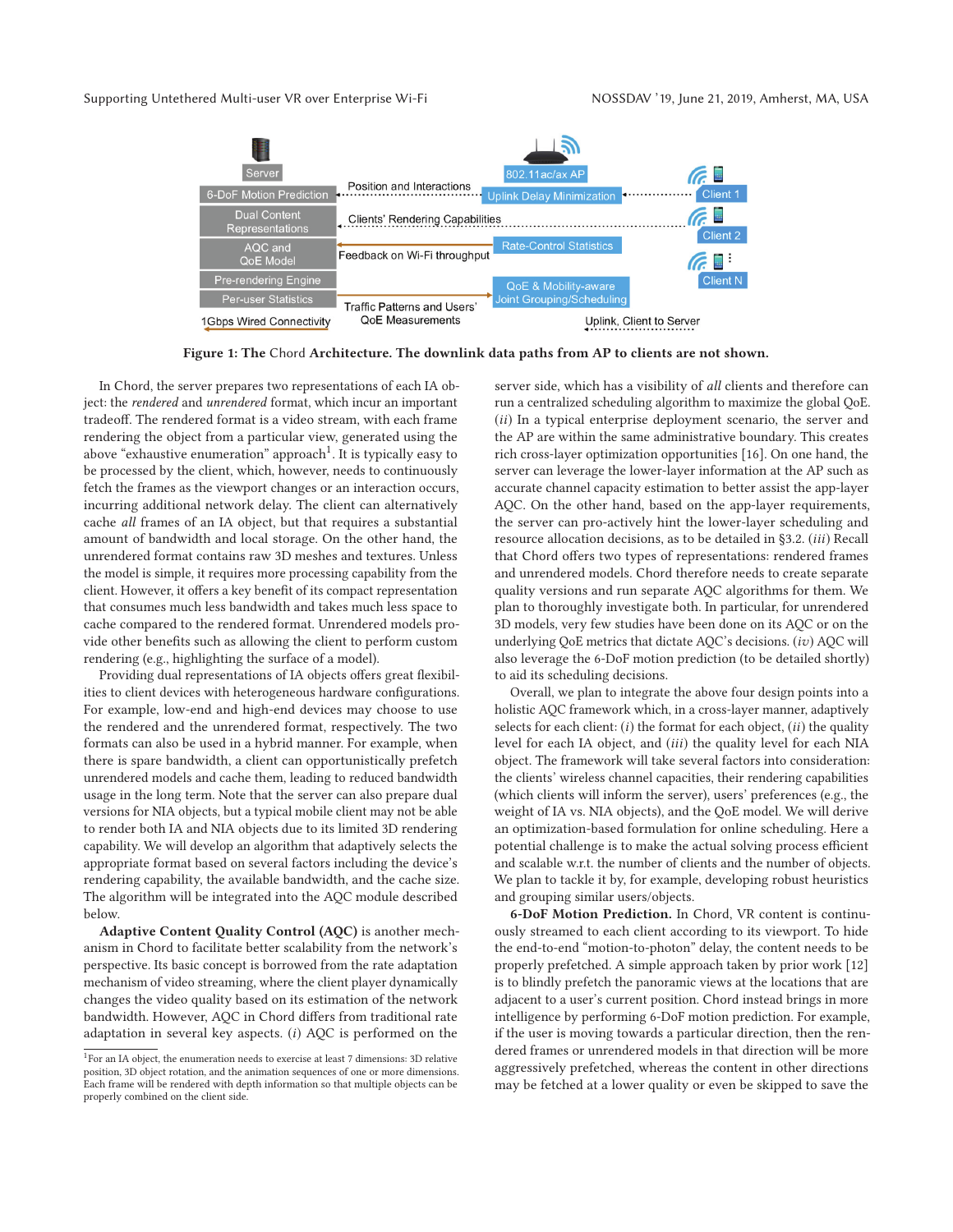Server

6-DoF Motion Prediction

Dual Content Representations

AQC and QoE Model

Pre-rendering Engine

Per-user Statistics

1Gbps Wired Connectivity

Position and Interactions

Clients' Rendering Capabilities

Feedback on Wi-Fi throughput

Traffic Patterns and Users' QoE Measurements

802.11ac/ax AP

Uplink Delay Minimization

Rate-Control Statistics

QoE & Mobility-aware Joint Grouping/Scheduling

Client 1

Client 2

Client N

Uplink, Client to Server

**Figure 1: The Chord Architecture. The downlink data paths from AP to clients are not shown.**

In Chord, the server prepares two representations of each IA object: the *rendered* and *unrendered* format, which incur an important tradeoff. The rendered format is a video stream, with each frame rendering the object from a particular view, generated using the above "exhaustive enumeration" approach[1]. It is typically easy to be processed by the client, which, however, needs to continuously fetch the frames as the viewport changes or an interaction occurs, incurring additional network delay. The client can alternatively cache *all* frames of an IA object, but that requires a substantial amount of bandwidth and local storage. On the other hand, the unrendered format contains raw 3D meshes and textures. Unless the model is simple, it requires more processing capability from the client. However, it offers a key benefit of its compact representation that consumes much less bandwidth and takes much less space to cache compared to the rendered format. Unrendered models provide other benefits such as allowing the client to perform custom rendering (e.g., highlighting the surface of a model).

Providing dual representations of IA objects offers great flexibilities to client devices with heterogeneous hardware configurations. For example, low-end and high-end devices may choose to use the rendered and the unrendered format, respectively. The two formats can also be used in a hybrid manner. For example, when there is spare bandwidth, a client can opportunistically prefetch unrendered models and cache them, leading to reduced bandwidth usage in the long term. Note that the server can also prepare dual versions for NIA objects, but a typical mobile client may not be able to render both IA and NIA objects due to its limited 3D rendering capability. We will develop an algorithm that adaptively selects the appropriate format based on several factors including the device's rendering capability, the available bandwidth, and the cache size. The algorithm will be integrated into the AQC module described below.

**Adaptive Content Quality Control (AQC)** is another mechanism in Chord to facilitate better scalability from the network's perspective. Its basic concept is borrowed from the rate adaptation mechanism of video streaming, where the client player dynamically changes the video quality based on its estimation of the network bandwidth. However, AQC in Chord differs from traditional rate adaptation in several key aspects. (*i*) AQC is performed on the server side, which has a visibility of *all* clients and therefore can run a centralized scheduling algorithm to maximize the global QoE. (*ii*) In a typical enterprise deployment scenario, the server and the AP are within the same administrative boundary. This creates rich cross-layer optimization opportunities [16]. On one hand, the server can leverage the lower-layer information at the AP such as accurate channel capacity estimation to better assist the app-layer AQC. On the other hand, based on the app-layer requirements, the server can pro-actively hint the lower-layer scheduling and resource allocation decisions, as to be detailed in §3.2. (*iii*) Recall that Chord offers two types of representations: rendered frames and unrendered models. Chord therefore needs to create separate quality versions and run separate AQC algorithms for them. We plan to thoroughly investigate both. In particular, for unrendered 3D models, very few studies have been done on its AQC or on the underlying QoE metrics that dictate AQC's decisions. (*iv*) AQC will also leverage the 6-DoF motion prediction (to be detailed shortly) to aid its scheduling decisions.

Overall, we plan to integrate the above four design points into a holistic AQC framework which, in a cross-layer manner, adaptively selects for each client: (*i*) the format for each object, (*ii*) the quality level for each IA object, and (*iii*) the quality level for each NIA object. The framework will take several factors into consideration: the clients' wireless channel capacities, their rendering capabilities (which clients will inform the server), users' preferences (e.g., the weight of IA vs. NIA objects), and the QoE model. We will derive an optimization-based formulation for online scheduling. Here a potential challenge is to make the actual solving process efficient and scalable w.r.t. the number of clients and the number of objects. We plan to tackle it by, for example, developing robust heuristics and grouping similar users/objects.

**6-DoF Motion Prediction.** In Chord, VR content is continuously streamed to each client according to its viewport. To hide the end-to-end "motion-to-photon" delay, the content needs to be properly prefetched. A simple approach taken by prior work [12] is to blindly prefetch the panoramic views at the locations that are adjacent to a user's current position. Chord instead brings in more intelligence by performing 6-DoF motion prediction. For example, if the user is moving towards a particular direction, then the rendered frames or unrendered models in that direction will be more aggressively prefetched, whereas the content in other directions may be fetched at a lower quality or even be skipped to save the

[1] For an IA object, the enumeration needs to exercise at least 7 dimensions: 3D relative position, 3D object rotation, and the animation sequences of one or more dimensions. Each frame will be rendered with depth information so that multiple objects can be properly combined on the client side.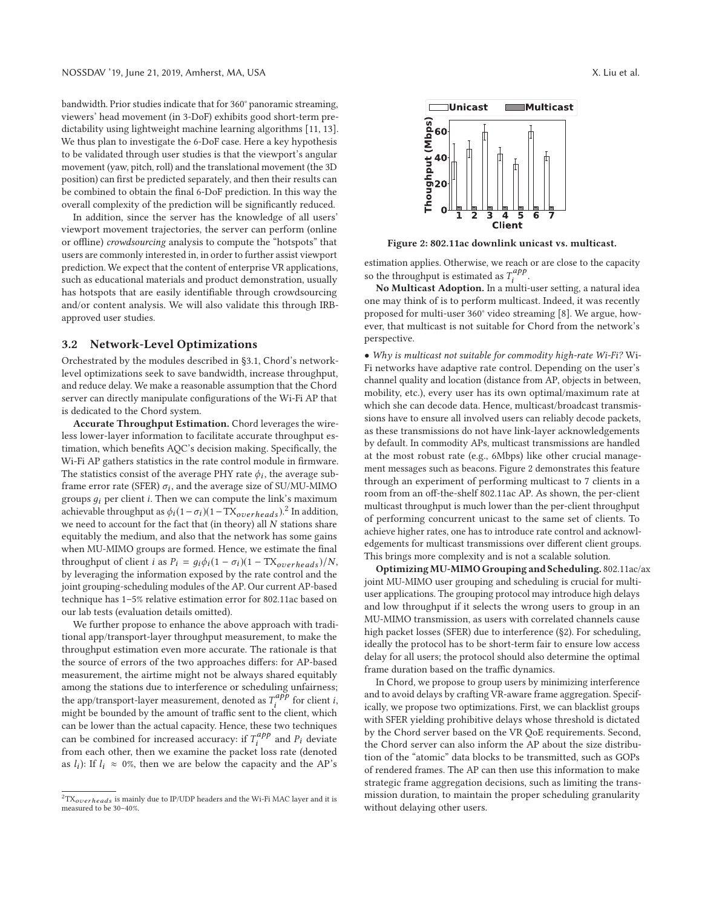bandwidth. Prior studies indicate that for 360° panoramic streaming, viewers' head movement (in 3-DoF) exhibits good short-term predictability using lightweight machine learning algorithms [11, 13]. We thus plan to investigate the 6-DoF case. Here a key hypothesis to be validated through user studies is that the viewport's angular movement (yaw, pitch, roll) and the translational movement (the 3D position) can first be predicted separately, and then their results can be combined to obtain the final 6-DoF prediction. In this way the overall complexity of the prediction will be significantly reduced.

In addition, since the server has the knowledge of all users' viewport movement trajectories, the server can perform (online or offline) *crowdsourcing* analysis to compute the "hotspots" that users are commonly interested in, in order to further assist viewport prediction. We expect that the content of enterprise VR applications, such as educational materials and product demonstration, usually has hotspots that are easily identifiable through crowdsourcing and/or content analysis. We will also validate this through IRB-approved user studies.

### 3.2 Network-Level Optimizations

Orchestrated by the modules described in §3.1, Chord's network-level optimizations seek to save bandwidth, increase throughput, and reduce delay. We make a reasonable assumption that the Chord server can directly manipulate configurations of the Wi-Fi AP that is dedicated to the Chord system.

**Accurate Throughput Estimation.** Chord leverages the wireless lower-layer information to facilitate accurate throughput estimation, which benefits AQC's decision making. Specifically, the Wi-Fi AP gathers statistics in the rate control module in firmware. The statistics consist of the average PHY rate $\phi_i$, the average subframe error rate (SFER) $\sigma_i$, and the average size of SU/MU-MIMO groups $g_i$ per client $i$. Then we can compute the link's maximum achievable throughput as $\phi_i(1-\sigma_i)(1-\text{TX}_{overheads})$.[2] In addition, we need to account for the fact that (in theory) all $N$ stations share equitably the medium, and also that the network has some gains when MU-MIMO groups are formed. Hence, we estimate the final throughput of client $i$ as $P_i = g_i\phi_i(1-\sigma_i)(1-\text{TX}_{overheads})/N$, by leveraging the information exposed by the rate control and the joint grouping-scheduling modules of the AP. Our current AP-based technique has 1–5% relative estimation error for 802.11ac based on our lab tests (evaluation details omitted).

We further propose to enhance the above approach with traditional app/transport-layer throughput measurement, to make the throughput estimation even more accurate. The rationale is that the source of errors of the two approaches differs: for AP-based measurement, the airtime might not be always shared equitably among the stations due to interference or scheduling unfairness; the app/transport-layer measurement, denoted as $T_i^{app}$ for client $i$, might be bounded by the amount of traffic sent to the client, which can be lower than the actual capacity. Hence, these two techniques can be combined for increased accuracy: if $T_i^{app}$ and $P_i$ deviate from each other, then we examine the packet loss rate (denoted as $l_i$): If $l_i \approx 0\%$, then we are below the capacity and the AP's estimation applies. Otherwise, we reach or are close to the capacity so the throughput is estimated as $T_i^{app}$.

[2] $\text{TX}_{overheads}$ is mainly due to IP/UDP headers and the Wi-Fi MAC layer and it is measured to be 30–40%.

Figure 2: 802.11ac downlink unicast vs. multicast.

**No Multicast Adoption.** In a multi-user setting, a natural idea one may think of is to perform multicast. Indeed, it was recently proposed for multi-user 360° video streaming [8]. We argue, however, that multicast is not suitable for Chord from the network's perspective.

• *Why is multicast not suitable for commodity high-rate Wi-Fi?* Wi-Fi networks have adaptive rate control. Depending on the user's channel quality and location (distance from AP, objects in between, mobility, etc.), every user has its own optimal/maximum rate at which she can decode data. Hence, multicast/broadcast transmissions have to ensure all involved users can reliably decode packets, as these transmissions do not have link-layer acknowledgements by default. In commodity APs, multicast transmissions are handled at the most robust rate (e.g., 6Mbps) like other crucial management messages such as beacons. Figure 2 demonstrates this feature through an experiment of performing multicast to 7 clients in a room from an off-the-shelf 802.11ac AP. As shown, the per-client multicast throughput is much lower than the per-client throughput of performing concurrent unicast to the same set of clients. To achieve higher rates, one has to introduce rate control and acknowledgements for multicast transmissions over different client groups. This brings more complexity and is not a scalable solution.

**Optimizing MU-MIMO Grouping and Scheduling.** 802.11ac/ax joint MU-MIMO user grouping and scheduling is crucial for multi-user applications. The grouping protocol may introduce high delays and low throughput if it selects the wrong users to group in an MU-MIMO transmission, as users with correlated channels cause high packet losses (SFER) due to interference (§2). For scheduling, ideally the protocol has to be short-term fair to ensure low access delay for all users; the protocol should also determine the optimal frame duration based on the traffic dynamics.

In Chord, we propose to group users by minimizing interference and to avoid delays by crafting VR-aware frame aggregation. Specifically, we propose two optimizations. First, we can blacklist groups with SFER yielding prohibitive delays whose threshold is dictated by the Chord server based on the VR QoE requirements. Second, the Chord server can also inform the AP about the size distribution of the "atomic" data blocks to be transmitted, such as GOPs of rendered frames. The AP can then use this information to make strategic frame aggregation decisions, such as limiting the transmission duration, to maintain the proper scheduling granularity without delaying other users.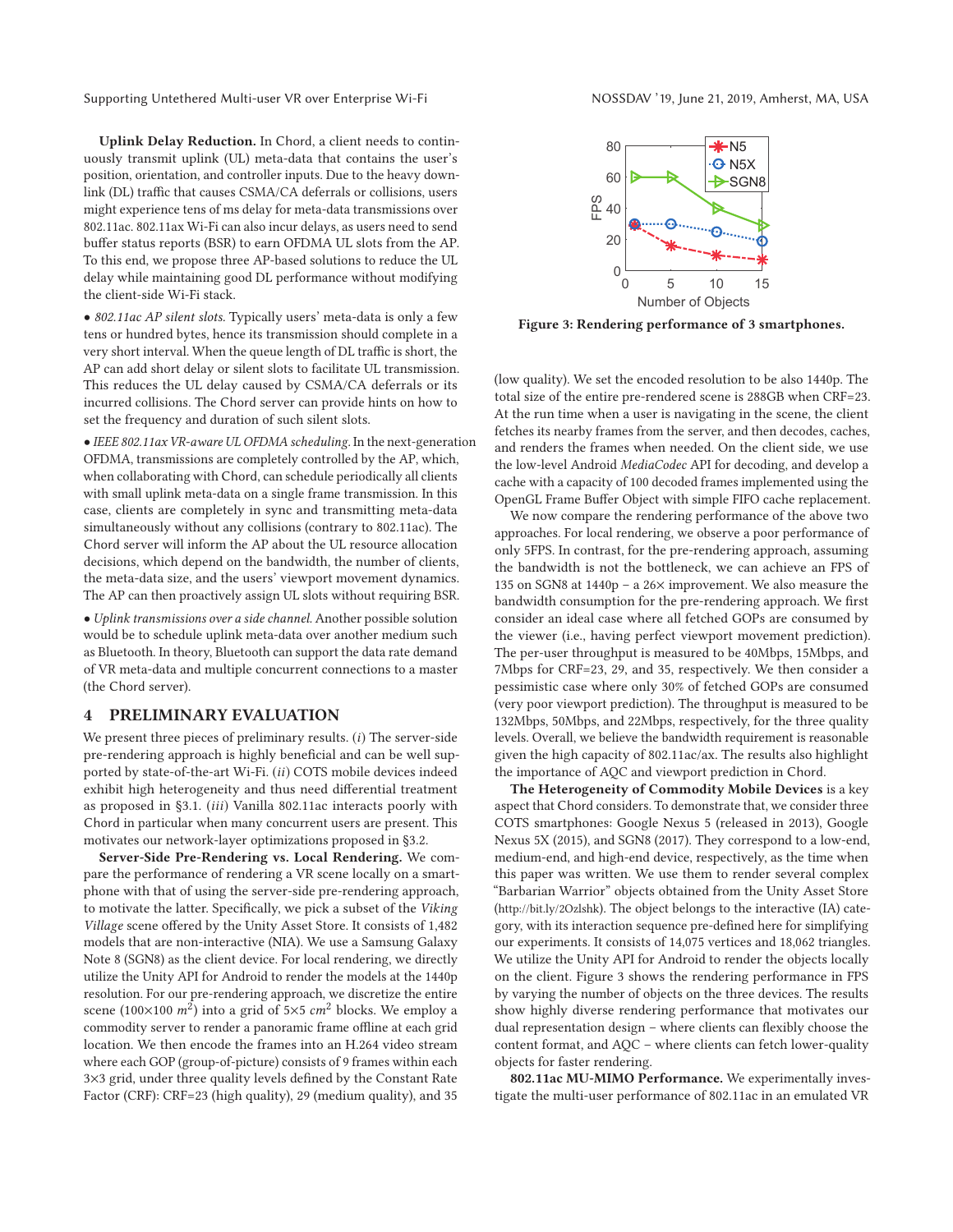**Uplink Delay Reduction.** In Chord, a client needs to continuously transmit uplink (UL) meta-data that contains the user's position, orientation, and controller inputs. Due to the heavy downlink (DL) traffic that causes CSMA/CA deferrals or collisions, users might experience tens of ms delay for meta-data transmissions over 802.11ac. 802.11ax Wi-Fi can also incur delays, as users need to send buffer status reports (BSR) to earn OFDMA UL slots from the AP. To this end, we propose three AP-based solutions to reduce the UL delay while maintaining good DL performance without modifying the client-side Wi-Fi stack.

• *802.11ac AP silent slots.* Typically users' meta-data is only a few tens or hundred bytes, hence its transmission should complete in a very short interval. When the queue length of DL traffic is short, the AP can add short delay or silent slots to facilitate UL transmission. This reduces the UL delay caused by CSMA/CA deferrals or its incurred collisions. The Chord server can provide hints on how to set the frequency and duration of such silent slots.

• *IEEE 802.11ax VR-aware UL OFDMA scheduling.* In the next-generation OFDMA, transmissions are completely controlled by the AP, which, when collaborating with Chord, can schedule periodically all clients with small uplink meta-data on a single frame transmission. In this case, clients are completely in sync and transmitting meta-data simultaneously without any collisions (contrary to 802.11ac). The Chord server will inform the AP about the UL resource allocation decisions, which depend on the bandwidth, the number of clients, the meta-data size, and the users' viewport movement dynamics. The AP can then proactively assign UL slots without requiring BSR.

• *Uplink transmissions over a side channel.* Another possible solution would be to schedule uplink meta-data over another medium such as Bluetooth. In theory, Bluetooth can support the data rate demand of VR meta-data and multiple concurrent connections to a master (the Chord server).

## 4 PRELIMINARY EVALUATION

We present three pieces of preliminary results. (*i*) The server-side pre-rendering approach is highly beneficial and can be well supported by state-of-the-art Wi-Fi. (*ii*) COTS mobile devices indeed exhibit high heterogeneity and thus need differential treatment as proposed in §3.1. (*iii*) Vanilla 802.11ac interacts poorly with Chord in particular when many concurrent users are present. This motivates our network-layer optimizations proposed in §3.2.

**Server-Side Pre-Rendering vs. Local Rendering.** We compare the performance of rendering a VR scene locally on a smartphone with that of using the server-side pre-rendering approach, to motivate the latter. Specifically, we pick a subset of the *Viking Village* scene offered by the Unity Asset Store. It consists of 1,482 models that are non-interactive (NIA). We use a Samsung Galaxy Note 8 (SGN8) as the client device. For local rendering, we directly utilize the Unity API for Android to render the models at the 1440p resolution. For our pre-rendering approach, we discretize the entire scene (100×100 $m^2$) into a grid of 5×5 $cm^2$ blocks. We employ a commodity server to render a panoramic frame offline at each grid location. We then encode the frames into an H.264 video stream where each GOP (group-of-picture) consists of 9 frames within each 3×3 grid, under three quality levels defined by the Constant Rate Factor (CRF): CRF=23 (high quality), 29 (medium quality), and 35 (low quality). We set the encoded resolution to be also 1440p. The total size of the entire pre-rendered scene is 288GB when CRF=23. At the run time when a user is navigating in the scene, the client fetches its nearby frames from the server, and then decodes, caches, and renders the frames when needed. On the client side, we use the low-level Android *MediaCodec* API for decoding, and develop a cache with a capacity of 100 decoded frames implemented using the OpenGL Frame Buffer Object with simple FIFO cache replacement.

We now compare the rendering performance of the above two approaches. For local rendering, we observe a poor performance of only 5FPS. In contrast, for the pre-rendering approach, assuming the bandwidth is not the bottleneck, we can achieve an FPS of 135 on SGN8 at 1440p – a 26× improvement. We also measure the bandwidth consumption for the pre-rendering approach. We first consider an ideal case where all fetched GOPs are consumed by the viewer (i.e., having perfect viewport movement prediction). The per-user throughput is measured to be 40Mbps, 15Mbps, and 7Mbps for CRF=23, 29, and 35, respectively. We then consider a pessimistic case where only 30% of fetched GOPs are consumed (very poor viewport prediction). The throughput is measured to be 132Mbps, 50Mbps, and 22Mbps, respectively, for the three quality levels. Overall, we believe the bandwidth requirement is reasonable given the high capacity of 802.11ac/ax. The results also highlight the importance of AQC and viewport prediction in Chord.

Figure 3: Rendering performance of 3 smartphones.

**The Heterogeneity of Commodity Mobile Devices** is a key aspect that Chord considers. To demonstrate that, we consider three COTS smartphones: Google Nexus 5 (released in 2013), Google Nexus 5X (2015), and SGN8 (2017). They correspond to a low-end, medium-end, and high-end device, respectively, as the time when this paper was written. We use them to render several complex "Barbarian Warrior" objects obtained from the Unity Asset Store (http://bit.ly/2Ozlshk). The object belongs to the interactive (IA) category, with its interaction sequence pre-defined here for simplifying our experiments. It consists of 14,075 vertices and 18,062 triangles. We utilize the Unity API for Android to render the objects locally on the client. Figure 3 shows the rendering performance in FPS by varying the number of objects on the three devices. The results show highly diverse rendering performance that motivates our dual representation design – where clients can flexibly choose the content format, and AQC – where clients can fetch lower-quality objects for faster rendering.

**802.11ac MU-MIMO Performance.** We experimentally investigate the multi-user performance of 802.11ac in an emulated VR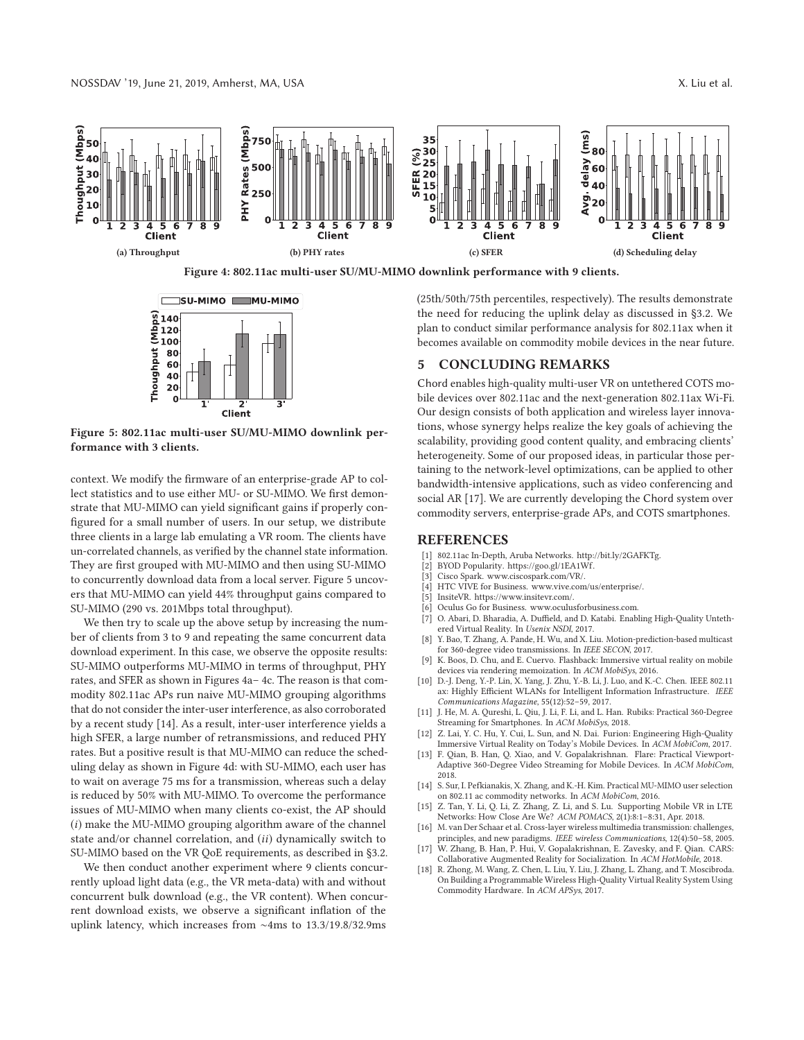Thoughput (Mbps)

50 40 30 20 10 0

1 2 3 4 5 6 7 8 9

Client

(a) Throughput

PHY Rates (Mbps)

750 500 250 0

1 2 3 4 5 6 7 8 9

Client

(b) PHY rates

SFER (%)

35 30 25 20 15 10 5 0

1 2 3 4 5 6 7 8 9

Client

(c) SFER

Avg. delay (ms)

80 60 40 20 0

1 2 3 4 5 6 7 8 9

Client

(d) Scheduling delay

**Figure 4: 802.11ac multi-user SU/MU-MIMO downlink performance with 9 clients.**

SU-MIMO MU-MIMO

Thoughput (Mbps)

140 120 100 80 60 40 20 0

1' 2' 3'

Client

**Figure 5: 802.11ac multi-user SU/MU-MIMO downlink performance with 3 clients.**

context. We modify the firmware of an enterprise-grade AP to collect statistics and to use either MU- or SU-MIMO. We first demonstrate that MU-MIMO can yield significant gains if properly configured for a small number of users. In our setup, we distribute three clients in a large lab emulating a VR room. The clients have un-correlated channels, as verified by the channel state information. They are first grouped with MU-MIMO and then using SU-MIMO to concurrently download data from a local server. Figure 5 uncovers that MU-MIMO can yield 44% throughput gains compared to SU-MIMO (290 vs. 201Mbps total throughput).

We then try to scale up the above setup by increasing the number of clients from 3 to 9 and repeating the same concurrent data download experiment. In this case, we observe the opposite results: SU-MIMO outperforms MU-MIMO in terms of throughput, PHY rates, and SFER as shown in Figures 4a– 4c. The reason is that commodity 802.11ac APs run naive MU-MIMO grouping algorithms that do not consider the inter-user interference, as also corroborated by a recent study [14]. As a result, inter-user interference yields a high SFER, a large number of retransmissions, and reduced PHY rates. But a positive result is that MU-MIMO can reduce the scheduling delay as shown in Figure 4d: with SU-MIMO, each user has to wait on average 75 ms for a transmission, whereas such a delay is reduced by 50% with MU-MIMO. To overcome the performance issues of MU-MIMO when many clients co-exist, the AP should (*i*) make the MU-MIMO grouping algorithm aware of the channel state and/or channel correlation, and (*ii*) dynamically switch to SU-MIMO based on the VR QoE requirements, as described in §3.2.

We then conduct another experiment where 9 clients concurrently upload light data (e.g., the VR meta-data) with and without concurrent bulk download (e.g., the VR content). When concurrent download exists, we observe a significant inflation of the uplink latency, which increases from ~4ms to 13.3/19.8/32.9ms (25th/50th/75th percentiles, respectively). The results demonstrate the need for reducing the uplink delay as discussed in §3.2. We plan to conduct similar performance analysis for 802.11ax when it becomes available on commodity mobile devices in the near future.

## 5 CONCLUDING REMARKS

Chord enables high-quality multi-user VR on untethered COTS mobile devices over 802.11ac and the next-generation 802.11ax Wi-Fi. Our design consists of both application and wireless layer innovations, whose synergy helps realize the key goals of achieving the scalability, providing good content quality, and embracing clients' heterogeneity. Some of our proposed ideas, in particular those pertaining to the network-level optimizations, can be applied to other bandwidth-intensive applications, such as video conferencing and social AR [17]. We are currently developing the Chord system over commodity servers, enterprise-grade APs, and COTS smartphones.

## REFERENCES

- [1] 802.11ac In-Depth, Aruba Networks. http://bit.ly/2GAFKTg.
- [2] BYOD Popularity. https://goo.gl/1EA1Wf.
- [3] Cisco Spark. www.ciscospark.com/VR/.
- [4] HTC VIVE for Business. www.vive.com/us/enterprise/.
- [5] InsiteVR. https://www.insitevr.com/.
- [6] Oculus Go for Business. www.oculusforbusiness.com.
- [7] O. Abari, D. Bharadia, A. Duffield, and D. Katabi. Enabling High-Quality Untethered Virtual Reality. In *Usenix NSDI*, 2017.
- [8] Y. Bao, T. Zhang, A. Pande, H. Wu, and X. Liu. Motion-prediction-based multicast for 360-degree video transmissions. In *IEEE SECON*, 2017.
- [9] K. Boos, D. Chu, and E. Cuervo. Flashback: Immersive virtual reality on mobile devices via rendering memoization. In *ACM MobiSys*, 2016.
- [10] D.-J. Deng, Y.-P. Lin, X. Yang, J. Zhu, Y.-B. Li, J. Luo, and K.-C. Chen. IEEE 802.11 ax: Highly Efficient WLANs for Intelligent Information Infrastructure. *IEEE Communications Magazine*, 55(12):52–59, 2017.
- [11] J. He, M. A. Qureshi, L. Qiu, J. Li, F. Li, and L. Han. Rubiks: Practical 360-Degree Streaming for Smartphones. In *ACM MobiSys*, 2018.
- [12] Z. Lai, Y. C. Hu, Y. Cui, L. Sun, and N. Dai. Furion: Engineering High-Quality Immersive Virtual Reality on Today's Mobile Devices. In *ACM MobiCom*, 2017.
- [13] F. Qian, B. Han, Q. Xiao, and V. Gopalakrishnan. Flare: Practical Viewport-Adaptive 360-Degree Video Streaming for Mobile Devices. In *ACM MobiCom*, 2018.
- [14] S. Sur, I. Pefkianakis, X. Zhang, and K.-H. Kim. Practical MU-MIMO user selection on 802.11 ac commodity networks. In *ACM MobiCom*, 2016.
- [15] Z. Tan, Y. Li, Q. Li, Z. Zhang, Z. Li, and S. Lu. Supporting Mobile VR in LTE Networks: How Close Are We? *ACM POMACS*, 2(1):8:1–8:31, Apr. 2018.
- [16] M. van Der Schaar et al. Cross-layer wireless multimedia transmission: challenges, principles, and new paradigms. *IEEE wireless Communications*, 12(4):50–58, 2005.
- [17] W. Zhang, B. Han, P. Hui, V. Gopalakrishnan, E. Zavesky, and F. Qian. CARS: Collaborative Augmented Reality for Socialization. In *ACM HotMobile*, 2018.
- [18] R. Zhong, M. Wang, Z. Chen, L. Liu, Y. Liu, J. Zhang, L. Zhang, and T. Moscibroda. On Building a Programmable Wireless High-Quality Virtual Reality System Using Commodity Hardware. In *ACM APSys*, 2017.